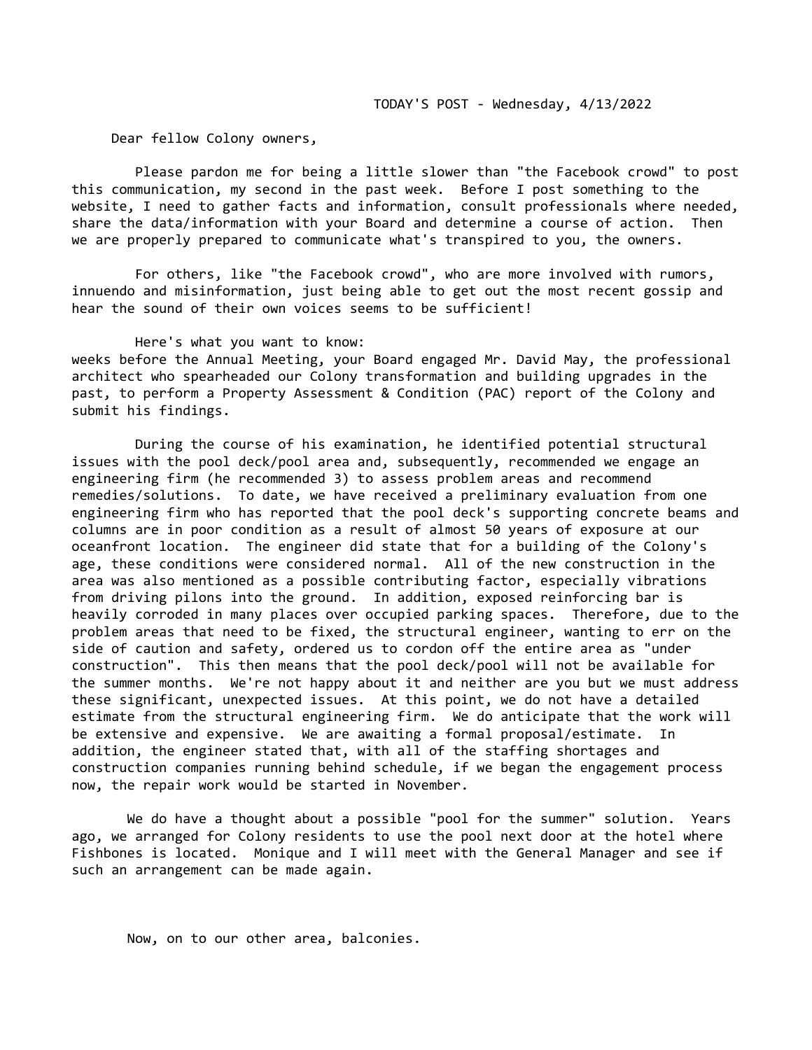TODAY'S POST - Wednesday, 4/13/2022

Dear fellow Colony owners,

Please pardon me for being a little slower than "the Facebook crowd" to post this communication, my second in the past week. Before I post something to the website, I need to gather facts and information, consult professionals where needed, share the data/information with your Board and determine a course of action. Then we are properly prepared to communicate what's transpired to you, the owners.

For others, like "the Facebook crowd", who are more involved with rumors, innuendo and misinformation, just being able to get out the most recent gossip and hear the sound of their own voices seems to be sufficient!

Here's what you want to know:
weeks before the Annual Meeting, your Board engaged Mr. David May, the professional architect who spearheaded our Colony transformation and building upgrades in the past, to perform a Property Assessment & Condition (PAC) report of the Colony and submit his findings.

During the course of his examination, he identified potential structural issues with the pool deck/pool area and, subsequently, recommended we engage an engineering firm (he recommended 3) to assess problem areas and recommend remedies/solutions. To date, we have received a preliminary evaluation from one engineering firm who has reported that the pool deck's supporting concrete beams and columns are in poor condition as a result of almost 50 years of exposure at our oceanfront location. The engineer did state that for a building of the Colony's age, these conditions were considered normal. All of the new construction in the area was also mentioned as a possible contributing factor, especially vibrations from driving pilons into the ground. In addition, exposed reinforcing bar is heavily corroded in many places over occupied parking spaces. Therefore, due to the problem areas that need to be fixed, the structural engineer, wanting to err on the side of caution and safety, ordered us to cordon off the entire area as "under construction". This then means that the pool deck/pool will not be available for the summer months. We're not happy about it and neither are you but we must address these significant, unexpected issues. At this point, we do not have a detailed estimate from the structural engineering firm. We do anticipate that the work will be extensive and expensive. We are awaiting a formal proposal/estimate. In addition, the engineer stated that, with all of the staffing shortages and construction companies running behind schedule, if we began the engagement process now, the repair work would be started in November.

We do have a thought about a possible "pool for the summer" solution. Years ago, we arranged for Colony residents to use the pool next door at the hotel where Fishbones is located. Monique and I will meet with the General Manager and see if such an arrangement can be made again.

Now, on to our other area, balconies.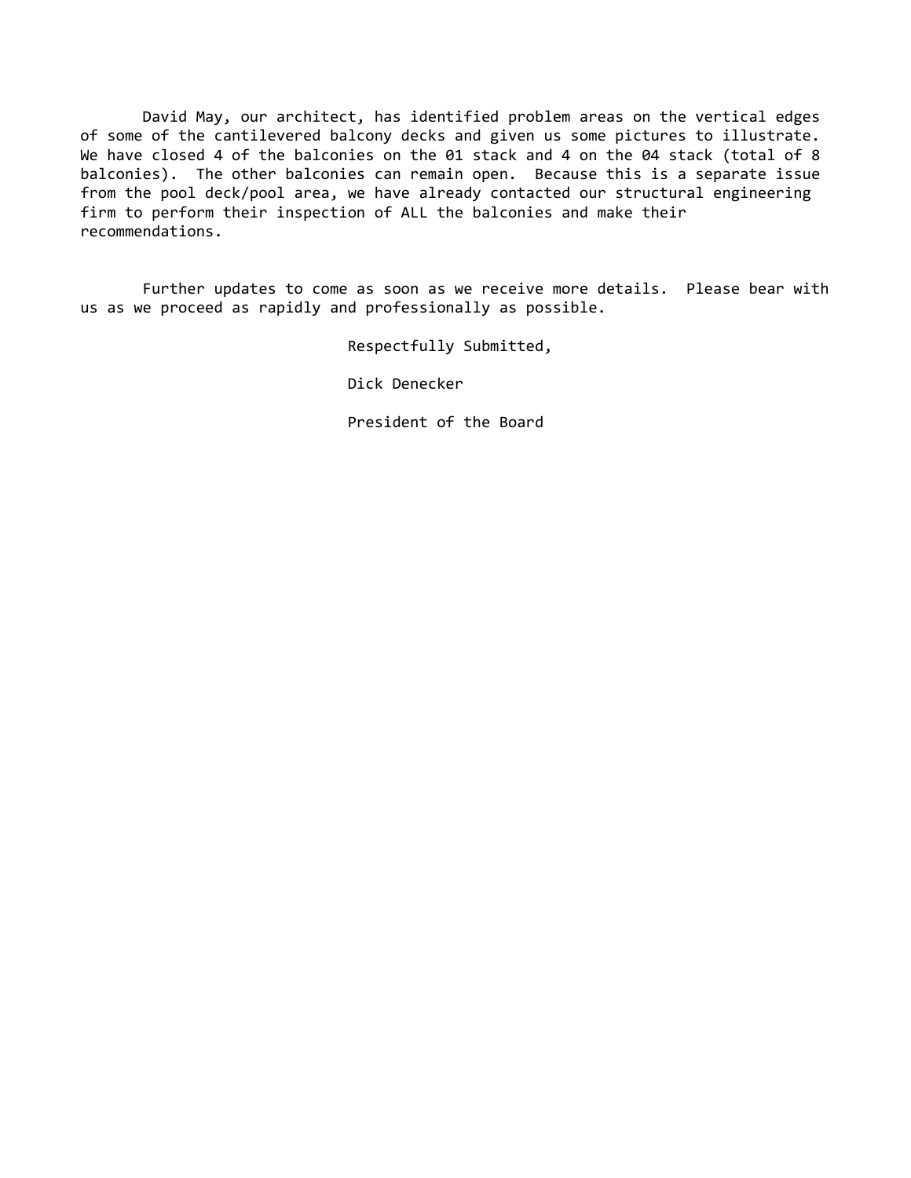David May, our architect, has identified problem areas on the vertical edges of some of the cantilevered balcony decks and given us some pictures to illustrate. We have closed 4 of the balconies on the 01 stack and 4 on the 04 stack (total of 8 balconies). The other balconies can remain open. Because this is a separate issue from the pool deck/pool area, we have already contacted our structural engineering firm to perform their inspection of ALL the balconies and make their recommendations.

Further updates to come as soon as we receive more details. Please bear with us as we proceed as rapidly and professionally as possible.

Respectfully Submitted,

Dick Denecker

President of the Board